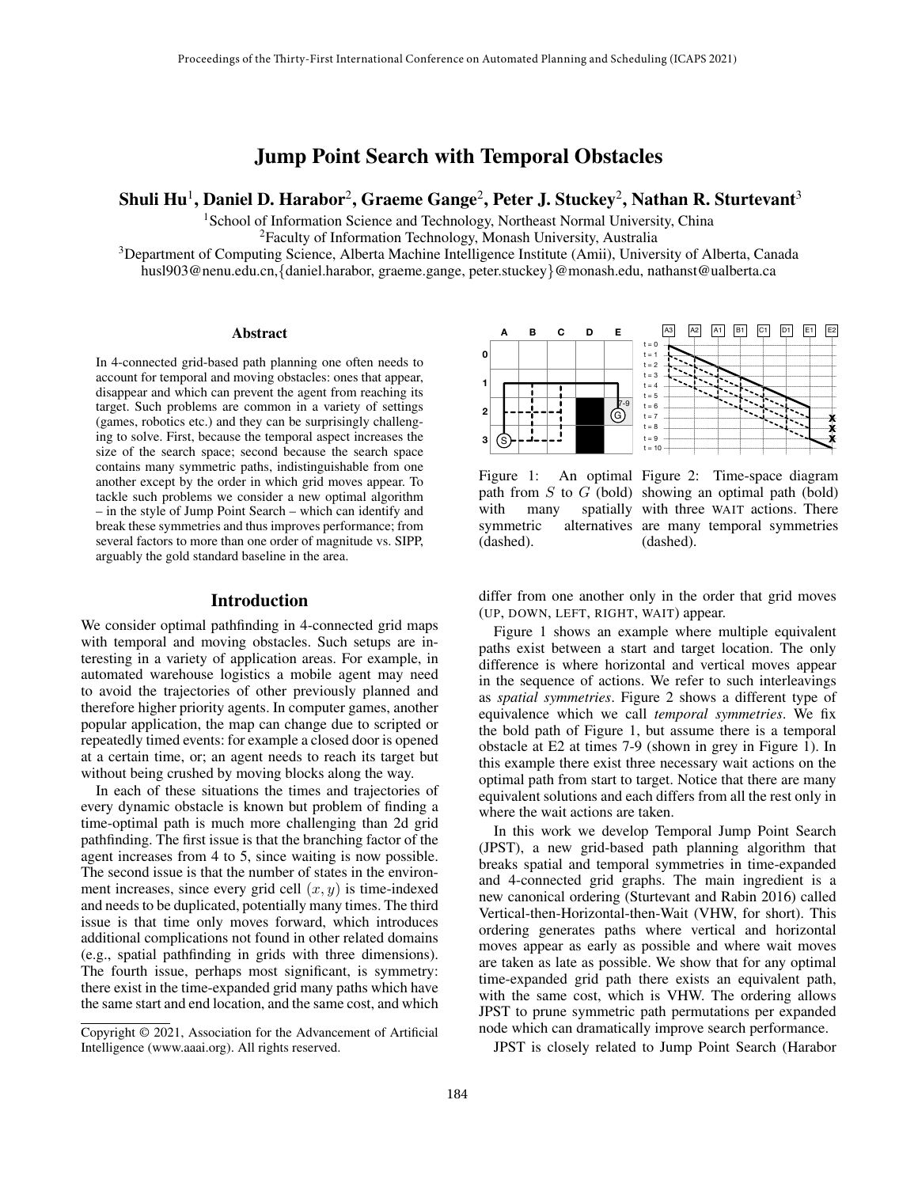# Jump Point Search with Temporal Obstacles

**Shuli Hu[1], Daniel D. Harabor[2], Graeme Gange[2], Peter J. Stuckey[2], Nathan R. Sturtevant[3]**

[1]School of Information Science and Technology, Northeast Normal University, China
[2]Faculty of Information Technology, Monash University, Australia
[3]Department of Computing Science, Alberta Machine Intelligence Institute (Amii), University of Alberta, Canada
husl903@nenu.edu.cn,{daniel.harabor, graeme.gange, peter.stuckey}@monash.edu, nathanst@ualberta.ca

## Abstract

In 4-connected grid-based path planning one often needs to account for temporal and moving obstacles: ones that appear, disappear and which can prevent the agent from reaching its target. Such problems are common in a variety of settings (games, robotics etc.) and they can be surprisingly challenging to solve. First, because the temporal aspect increases the size of the search space; second because the search space contains many symmetric paths, indistinguishable from one another except by the order in which grid moves appear. To tackle such problems we consider a new optimal algorithm – in the style of Jump Point Search – which can identify and break these symmetries and thus improves performance; from several factors to more than one order of magnitude vs. SIPP, arguably the gold standard baseline in the area.

## Introduction

We consider optimal pathfinding in 4-connected grid maps with temporal and moving obstacles. Such setups are interesting in a variety of application areas. For example, in automated warehouse logistics a mobile agent may need to avoid the trajectories of other previously planned and therefore higher priority agents. In computer games, another popular application, the map can change due to scripted or repeatedly timed events: for example a closed door is opened at a certain time, or; an agent needs to reach its target but without being crushed by moving blocks along the way.

In each of these situations the times and trajectories of every dynamic obstacle is known but problem of finding a time-optimal path is much more challenging than 2d grid pathfinding. The first issue is that the branching factor of the agent increases from 4 to 5, since waiting is now possible. The second issue is that the number of states in the environment increases, since every grid cell $(x, y)$ is time-indexed and needs to be duplicated, potentially many times. The third issue is that time only moves forward, which introduces additional complications not found in other related domains (e.g., spatial pathfinding in grids with three dimensions). The fourth issue, perhaps most significant, is symmetry: there exist in the time-expanded grid many paths which have the same start and end location, and the same cost, and which differ from one another only in the order that grid moves (UP, DOWN, LEFT, RIGHT, WAIT) appear.

Figure 1: An optimal path from $S$ to $G$ (bold) with many spatially symmetric alternatives (dashed).

Figure 2: Time-space diagram showing an optimal path (bold) with three WAIT actions. There are many temporal symmetries (dashed).

Figure 1 shows an example where multiple equivalent paths exist between a start and target location. The only difference is where horizontal and vertical moves appear in the sequence of actions. We refer to such interleavings as *spatial symmetries*. Figure 2 shows a different type of equivalence which we call *temporal symmetries*. We fix the bold path of Figure 1, but assume there is a temporal obstacle at E2 at times 7-9 (shown in grey in Figure 1). In this example there exist three necessary wait actions on the optimal path from start to target. Notice that there are many equivalent solutions and each differs from all the rest only in where the wait actions are taken.

In this work we develop Temporal Jump Point Search (JPST), a new grid-based path planning algorithm that breaks spatial and temporal symmetries in time-expanded and 4-connected grid graphs. The main ingredient is a new canonical ordering (Sturtevant and Rabin 2016) called Vertical-then-Horizontal-then-Wait (VHW, for short). This ordering generates paths where vertical and horizontal moves appear as early as possible and where wait moves are taken as late as possible. We show that for any optimal time-expanded grid path there exists an equivalent path, with the same cost, which is VHW. The ordering allows JPST to prune symmetric path permutations per expanded node which can dramatically improve search performance.

JPST is closely related to Jump Point Search (Harabor

---

Copyright © 2021, Association for the Advancement of Artificial Intelligence (www.aaai.org). All rights reserved.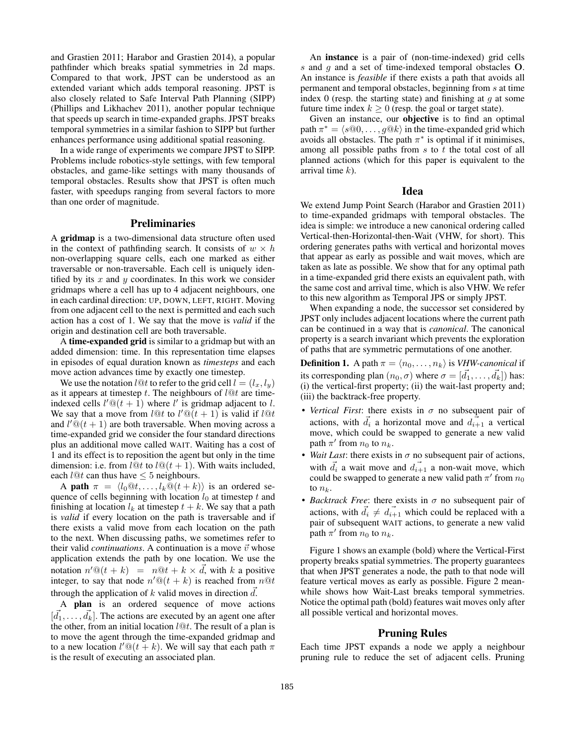and Grastien 2011; Harabor and Grastien 2014), a popular pathfinder which breaks spatial symmetries in 2d maps. Compared to that work, JPST can be understood as an extended variant which adds temporal reasoning. JPST is also closely related to Safe Interval Path Planning (SIPP) (Phillips and Likhachev 2011), another popular technique that speeds up search in time-expanded graphs. JPST breaks temporal symmetries in a similar fashion to SIPP but further enhances performance using additional spatial reasoning.

In a wide range of experiments we compare JPST to SIPP. Problems include robotics-style settings, with few temporal obstacles, and game-like settings with many thousands of temporal obstacles. Results show that JPST is often much faster, with speedups ranging from several factors to more than one order of magnitude.

## Preliminaries

A **gridmap** is a two-dimensional data structure often used in the context of pathfinding search. It consists of $w \times h$ non-overlapping square cells, each one marked as either traversable or non-traversable. Each cell is uniquely identified by its $x$ and $y$ coordinates. In this work we consider gridmaps where a cell has up to 4 adjacent neighbours, one in each cardinal direction: UP, DOWN, LEFT, RIGHT. Moving from one adjacent cell to the next is permitted and each such action has a cost of 1. We say that the move is *valid* if the origin and destination cell are both traversable.

A **time-expanded grid** is similar to a gridmap but with an added dimension: time. In this representation time elapses in episodes of equal duration known as *timesteps* and each move action advances time by exactly one timestep.

We use the notation $l@t$ to refer to the grid cell $l = (l_x, l_y)$ as it appears at timestep $t$. The neighbours of $l@t$ are time-indexed cells $l'@(t+1)$ where $l'$ is gridmap adjacent to $l$. We say that a move from $l@t$ to $l'@(t+1)$ is valid if $l@t$ and $l'@(t+1)$ are both traversable. When moving across a time-expanded grid we consider the four standard directions plus an additional move called WAIT. Waiting has a cost of 1 and its effect is to reposition the agent but only in the time dimension: i.e. from $l@t$ to $l@(t+1)$. With waits included, each $l@t$ can thus have $\leq 5$ neighbours.

A **path** $\pi = \langle l_0@t, \ldots, l_k@(t+k) \rangle$ is an ordered sequence of cells beginning with location $l_0$ at timestep $t$ and finishing at location $l_k$ at timestep $t+k$. We say that a path is *valid* if every location on the path is traversable and if there exists a valid move from each location on the path to the next. When discussing paths, we sometimes refer to their valid *continuations*. A continuation is a move $\vec{v}$ whose application extends the path by one location. We use the notation $n'@(t+k) = n@t + k \times \vec{d}$, with $k$ a positive integer, to say that node $n'@(t+k)$ is reached from $n@t$ through the application of $k$ valid moves in direction $\vec{d}$.

A **plan** is an ordered sequence of move actions $[\vec{d_1}, \ldots, \vec{d_k}]$. The actions are executed by an agent one after the other, from an initial location $l@t$. The result of a plan is to move the agent through the time-expanded gridmap and to a new location $l'@(t+k)$. We will say that each path $\pi$ is the result of executing an associated plan.

An **instance** is a pair of (non-time-indexed) grid cells $s$ and $g$ and a set of time-indexed temporal obstacles $\mathbf{O}$. An instance is *feasible* if there exists a path that avoids all permanent and temporal obstacles, beginning from $s$ at time index 0 (resp. the starting state) and finishing at $g$ at some future time index $k \geq 0$ (resp. the goal or target state).

Given an instance, our **objective** is to find an optimal path $\pi^* = \langle s@0, \ldots, g@k \rangle$ in the time-expanded grid which avoids all obstacles. The path $\pi^*$ is optimal if it minimises, among all possible paths from $s$ to $t$ the total cost of all planned actions (which for this paper is equivalent to the arrival time $k$).

## Idea

We extend Jump Point Search (Harabor and Grastien 2011) to time-expanded gridmaps with temporal obstacles. The idea is simple: we introduce a new canonical ordering called Vertical-then-Horizontal-then-Wait (VHW, for short). This ordering generates paths with vertical and horizontal moves that appear as early as possible and wait moves, which are taken as late as possible. We show that for any optimal path in a time-expanded grid there exists an equivalent path, with the same cost and arrival time, which is also VHW. We refer to this new algorithm as Temporal JPS or simply JPST.

When expanding a node, the successor set considered by JPST only includes adjacent locations where the current path can be continued in a way that is *canonical*. The canonical property is a search invariant which prevents the exploration of paths that are symmetric permutations of one another.

**Definition 1.** A path $\pi = \langle n_0, \ldots, n_k \rangle$ is *VHW-canonical* if its corresponding plan $(n_0, \sigma)$ where $\sigma = [\vec{d_1}, \ldots, \vec{d_k}]$) has: (i) the vertical-first property; (ii) the wait-last property and; (iii) the backtrack-free property.

- *Vertical First*: there exists in $\sigma$ no subsequent pair of actions, with $\vec{d_i}$ a horizontal move and $\vec{d_{i+1}}$ a vertical move, which could be swapped to generate a new valid path $\pi'$ from $n_0$ to $n_k$.
- *Wait Last*: there exists in $\sigma$ no subsequent pair of actions, with $\vec{d_i}$ a wait move and $\vec{d_{i+1}}$ a non-wait move, which could be swapped to generate a new valid path $\pi'$ from $n_0$ to $n_k$.
- *Backtrack Free*: there exists in $\sigma$ no subsequent pair of actions, with $\vec{d_i} \neq \vec{d_{i+1}}$ which could be replaced with a pair of subsequent WAIT actions, to generate a new valid path $\pi'$ from $n_0$ to $n_k$.

Figure 1 shows an example (bold) where the Vertical-First property breaks spatial symmetries. The property guarantees that when JPST generates a node, the path to that node will feature vertical moves as early as possible. Figure 2 meanwhile shows how Wait-Last breaks temporal symmetries. Notice the optimal path (bold) features wait moves only after all possible vertical and horizontal moves.

## Pruning Rules

Each time JPST expands a node we apply a neighbour pruning rule to reduce the set of adjacent cells. Pruning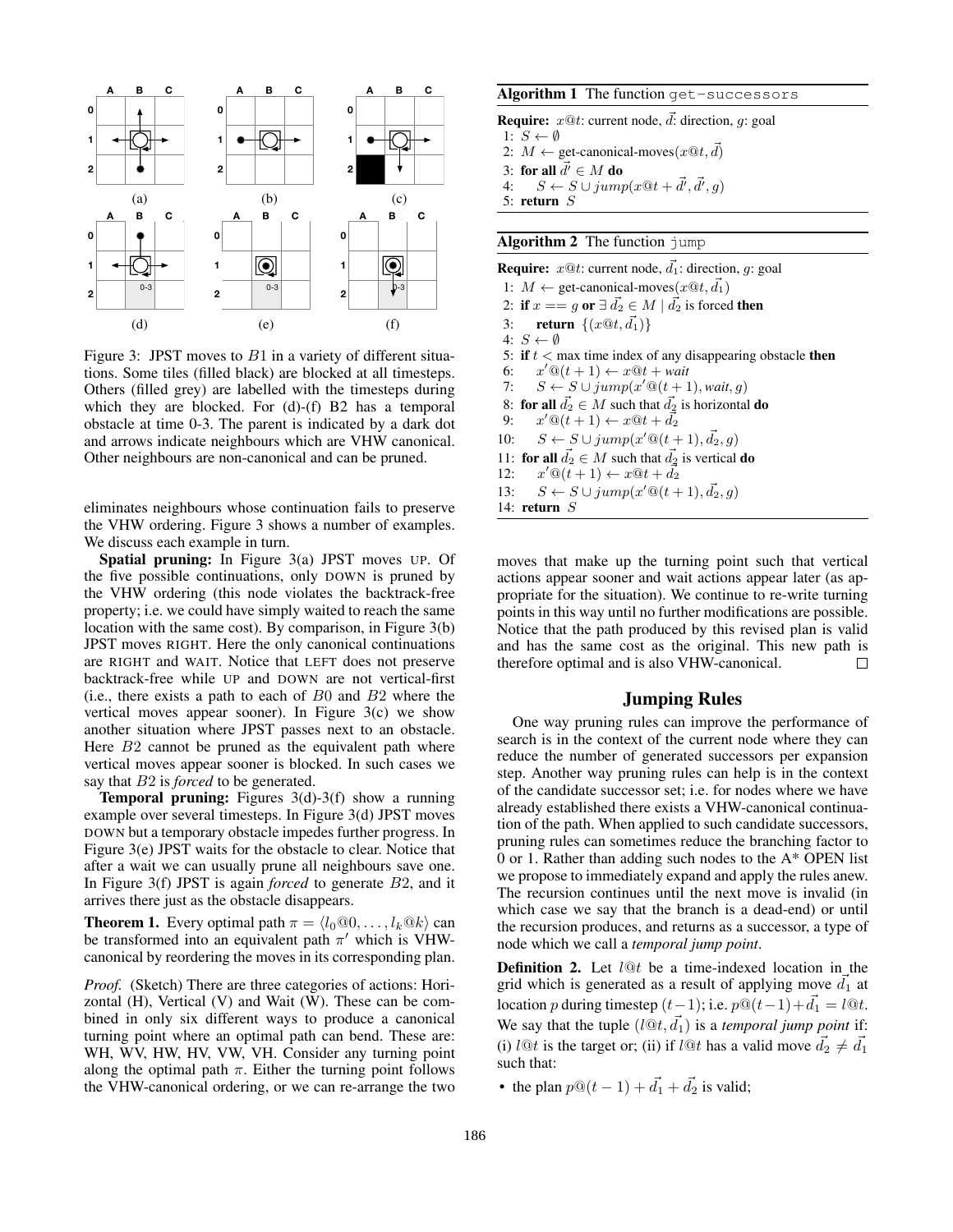Figure 3: JPST moves to $B1$ in a variety of different situations. Some tiles (filled black) are blocked at all timesteps. Others (filled grey) are labelled with the timesteps during which they are blocked. For (d)-(f) B2 has a temporal obstacle at time 0-3. The parent is indicated by a dark dot and arrows indicate neighbours which are VHW canonical. Other neighbours are non-canonical and can be pruned.

eliminates neighbours whose continuation fails to preserve the VHW ordering. Figure 3 shows a number of examples. We discuss each example in turn.

**Spatial pruning:** In Figure 3(a) JPST moves UP. Of the five possible continuations, only DOWN is pruned by the VHW ordering (this node violates the backtrack-free property; i.e. we could have simply waited to reach the same location with the same cost). By comparison, in Figure 3(b) JPST moves RIGHT. Here the only canonical continuations are RIGHT and WAIT. Notice that LEFT does not preserve backtrack-free while UP and DOWN are not vertical-first (i.e., there exists a path to each of $B0$ and $B2$ where the vertical moves appear sooner). In Figure 3(c) we show another situation where JPST passes next to an obstacle. Here $B2$ cannot be pruned as the equivalent path where vertical moves appear sooner is blocked. In such cases we say that $B2$ is *forced* to be generated.

**Temporal pruning:** Figures 3(d)-3(f) show a running example over several timesteps. In Figure 3(d) JPST moves DOWN but a temporary obstacle impedes further progress. In Figure 3(e) JPST waits for the obstacle to clear. Notice that after a wait we can usually prune all neighbours save one. In Figure 3(f) JPST is again *forced* to generate $B2$, and it arrives there just as the obstacle disappears.

**Theorem 1.** Every optimal path $\pi = \langle l_0@0, \ldots, l_k@k \rangle$ can be transformed into an equivalent path $\pi'$ which is VHW-canonical by reordering the moves in its corresponding plan.

*Proof.* (Sketch) There are three categories of actions: Horizontal (H), Vertical (V) and Wait (W). These can be combined in only six different ways to produce a canonical turning point where an optimal path can bend. These are: WH, WV, HW, HV, VW, VH. Consider any turning point along the optimal path $\pi$. Either the turning point follows the VHW-canonical ordering, or we can re-arrange the two moves that make up the turning point such that vertical actions appear sooner and wait actions appear later (as appropriate for the situation). We continue to re-write turning points in this way until no further modifications are possible. Notice that the path produced by this revised plan is valid and has the same cost as the original. This new path is therefore optimal and is also VHW-canonical. □

**Algorithm 1** The function `get-successors`

**Require:** $x@t$: current node, $\vec{d}$: direction, $g$: goal
1: $S \leftarrow \emptyset$
2: $M \leftarrow$ get-canonical-moves$(x@t, \vec{d})$
3: **for all** $\vec{d'} \in M$ **do**
4: $\quad S \leftarrow S \cup jump(x@t + \vec{d'}, \vec{d'}, g)$
5: **return** $S$

**Algorithm 2** The function `jump`

**Require:** $x@t$: current node, $\vec{d_1}$: direction, $g$: goal
1: $M \leftarrow$ get-canonical-moves$(x@t, \vec{d_1})$
2: **if** $x == g$ **or** $\exists\, \vec{d_2} \in M \mid \vec{d_2}$ is forced **then**
3: $\quad$ **return** $\{(x@t, \vec{d_1})\}$
4: $S \leftarrow \emptyset$
5: **if** $t <$ max time index of any disappearing obstacle **then**
6: $\quad x'@(t+1) \leftarrow x@t + wait$
7: $\quad S \leftarrow S \cup jump(x'@(t+1), wait, g)$
8: **for all** $\vec{d_2} \in M$ such that $\vec{d_2}$ is horizontal **do**
9: $\quad x'@(t+1) \leftarrow x@t + \vec{d_2}$
10: $\quad S \leftarrow S \cup jump(x'@(t+1), \vec{d_2}, g)$
11: **for all** $\vec{d_2} \in M$ such that $\vec{d_2}$ is vertical **do**
12: $\quad x'@(t+1) \leftarrow x@t + \vec{d_2}$
13: $\quad S \leftarrow S \cup jump(x'@(t+1), \vec{d_2}, g)$
14: **return** $S$

## Jumping Rules

One way pruning rules can improve the performance of search is in the context of the current node where they can reduce the number of generated successors per expansion step. Another way pruning rules can help is in the context of the candidate successor set; i.e. for nodes where we have already established there exists a VHW-canonical continuation of the path. When applied to such candidate successors, pruning rules can sometimes reduce the branching factor to 0 or 1. Rather than adding such nodes to the A* OPEN list we propose to immediately expand and apply the rules anew. The recursion continues until the next move is invalid (in which case we say that the branch is a dead-end) or until the recursion produces, and returns as a successor, a type of node which we call a *temporal jump point*.

**Definition 2.** Let $l@t$ be a time-indexed location in the grid which is generated as a result of applying move $\vec{d_1}$ at location $p$ during timestep $(t-1)$; i.e. $p@(t-1) + \vec{d_1} = l@t$. We say that the tuple $(l@t, \vec{d_1})$ is a *temporal jump point* if: (i) $l@t$ is the target or; (ii) if $l@t$ has a valid move $\vec{d_2} \neq \vec{d_1}$ such that:

- the plan $p@(t-1) + \vec{d_1} + \vec{d_2}$ is valid;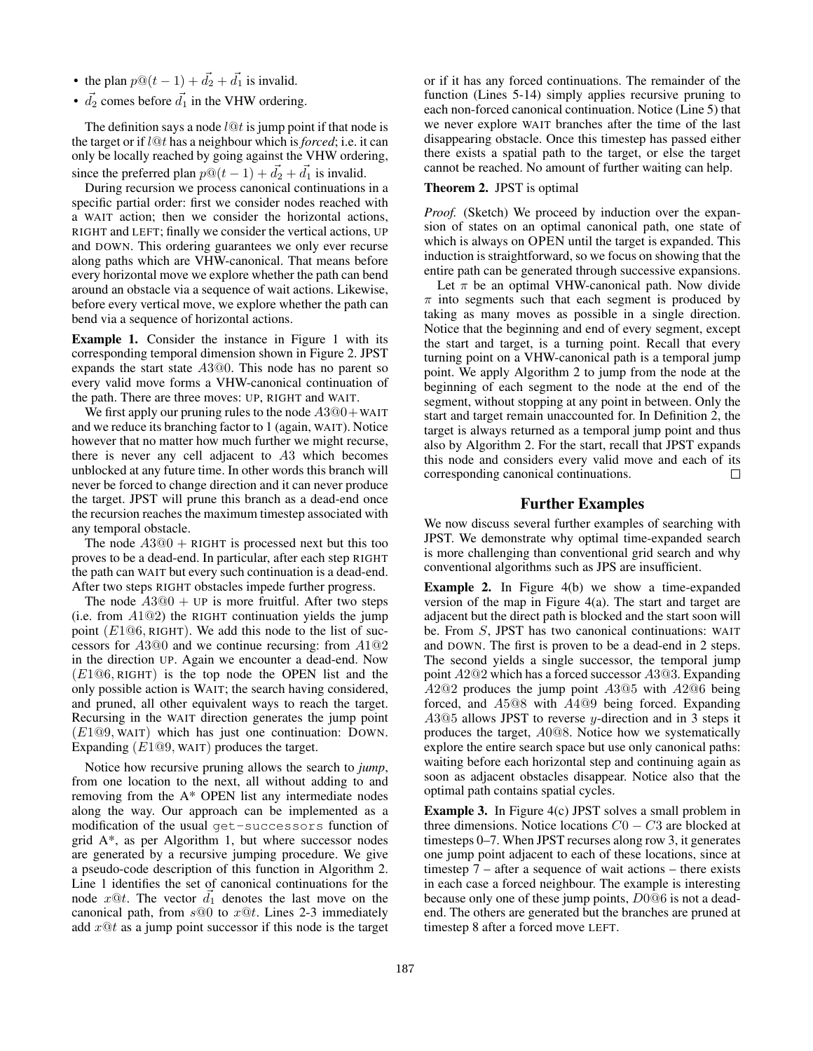- the plan $p@(t-1) + \vec{d_2} + \vec{d_1}$ is invalid.
- $\vec{d_2}$ comes before $\vec{d_1}$ in the VHW ordering.

The definition says a node $l@t$ is jump point if that node is the target or if $l@t$ has a neighbour which is *forced*; i.e. it can only be locally reached by going against the VHW ordering, since the preferred plan $p@(t-1) + \vec{d_2} + \vec{d_1}$ is invalid.

During recursion we process canonical continuations in a specific partial order: first we consider nodes reached with a WAIT action; then we consider the horizontal actions, RIGHT and LEFT; finally we consider the vertical actions, UP and DOWN. This ordering guarantees we only ever recurse along paths which are VHW-canonical. That means before every horizontal move we explore whether the path can bend around an obstacle via a sequence of wait actions. Likewise, before every vertical move, we explore whether the path can bend via a sequence of horizontal actions.

**Example 1.** Consider the instance in Figure 1 with its corresponding temporal dimension shown in Figure 2. JPST expands the start state $A3@0$. This node has no parent so every valid move forms a VHW-canonical continuation of the path. There are three moves: UP, RIGHT and WAIT.

We first apply our pruning rules to the node $A3@0+$ WAIT and we reduce its branching factor to 1 (again, WAIT). Notice however that no matter how much further we might recurse, there is never any cell adjacent to $A3$ which becomes unblocked at any future time. In other words this branch will never be forced to change direction and it can never produce the target. JPST will prune this branch as a dead-end once the recursion reaches the maximum timestep associated with any temporal obstacle.

The node $A3@0 +$ RIGHT is processed next but this too proves to be a dead-end. In particular, after each step RIGHT the path can WAIT but every such continuation is a dead-end. After two steps RIGHT obstacles impede further progress.

The node $A3@0 +$ UP is more fruitful. After two steps (i.e. from $A1@2$) the RIGHT continuation yields the jump point ($E1@6$, RIGHT). We add this node to the list of successors for $A3@0$ and we continue recursing: from $A1@2$ in the direction UP. Again we encounter a dead-end. Now ($E1@6$, RIGHT) is the top node the OPEN list and the only possible action is WAIT; the search having considered, and pruned, all other equivalent ways to reach the target. Recursing in the WAIT direction generates the jump point ($E1@9$, WAIT) which has just one continuation: DOWN. Expanding ($E1@9$, WAIT) produces the target.

Notice how recursive pruning allows the search to *jump*, from one location to the next, all without adding to and removing from the A* OPEN list any intermediate nodes along the way. Our approach can be implemented as a modification of the usual `get-successors` function of grid A*, as per Algorithm 1, but where successor nodes are generated by a recursive jumping procedure. We give a pseudo-code description of this function in Algorithm 2. Line 1 identifies the set of canonical continuations for the node $x@t$. The vector $\vec{d_1}$ denotes the last move on the canonical path, from $s@0$ to $x@t$. Lines 2-3 immediately add $x@t$ as a jump point successor if this node is the target or if it has any forced continuations. The remainder of the function (Lines 5-14) simply applies recursive pruning to each non-forced canonical continuation. Notice (Line 5) that we never explore WAIT branches after the time of the last disappearing obstacle. Once this timestep has passed either there exists a spatial path to the target, or else the target cannot be reached. No amount of further waiting can help.

**Theorem 2.** JPST is optimal

*Proof.* (Sketch) We proceed by induction over the expansion of states on an optimal canonical path, one state of which is always on OPEN until the target is expanded. This induction is straightforward, so we focus on showing that the entire path can be generated through successive expansions.

Let $\pi$ be an optimal VHW-canonical path. Now divide $\pi$ into segments such that each segment is produced by taking as many moves as possible in a single direction. Notice that the beginning and end of every segment, except the start and target, is a turning point. Recall that every turning point on a VHW-canonical path is a temporal jump point. We apply Algorithm 2 to jump from the node at the beginning of each segment to the node at the end of the segment, without stopping at any point in between. Only the start and target remain unaccounted for. In Definition 2, the target is always returned as a temporal jump point and thus also by Algorithm 2. For the start, recall that JPST expands this node and considers every valid move and each of its corresponding canonical continuations. □

## Further Examples

We now discuss several further examples of searching with JPST. We demonstrate why optimal time-expanded search is more challenging than conventional grid search and why conventional algorithms such as JPS are insufficient.

**Example 2.** In Figure 4(b) we show a time-expanded version of the map in Figure 4(a). The start and target are adjacent but the direct path is blocked and the start soon will be. From $S$, JPST has two canonical continuations: WAIT and DOWN. The first is proven to be a dead-end in 2 steps. The second yields a single successor, the temporal jump point $A2@2$ which has a forced successor $A3@3$. Expanding $A2@2$ produces the jump point $A3@5$ with $A2@6$ being forced, and $A5@8$ with $A4@9$ being forced. Expanding $A3@5$ allows JPST to reverse $y$-direction and in 3 steps it produces the target, $A0@8$. Notice how we systematically explore the entire search space but use only canonical paths: waiting before each horizontal step and continuing again as soon as adjacent obstacles disappear. Notice also that the optimal path contains spatial cycles.

**Example 3.** In Figure 4(c) JPST solves a small problem in three dimensions. Notice locations $C0 - C3$ are blocked at timesteps 0–7. When JPST recurses along row 3, it generates one jump point adjacent to each of these locations, since at timestep 7 – after a sequence of wait actions – there exists in each case a forced neighbour. The example is interesting because only one of these jump points, $D0@6$ is not a dead-end. The others are generated but the branches are pruned at timestep 8 after a forced move LEFT.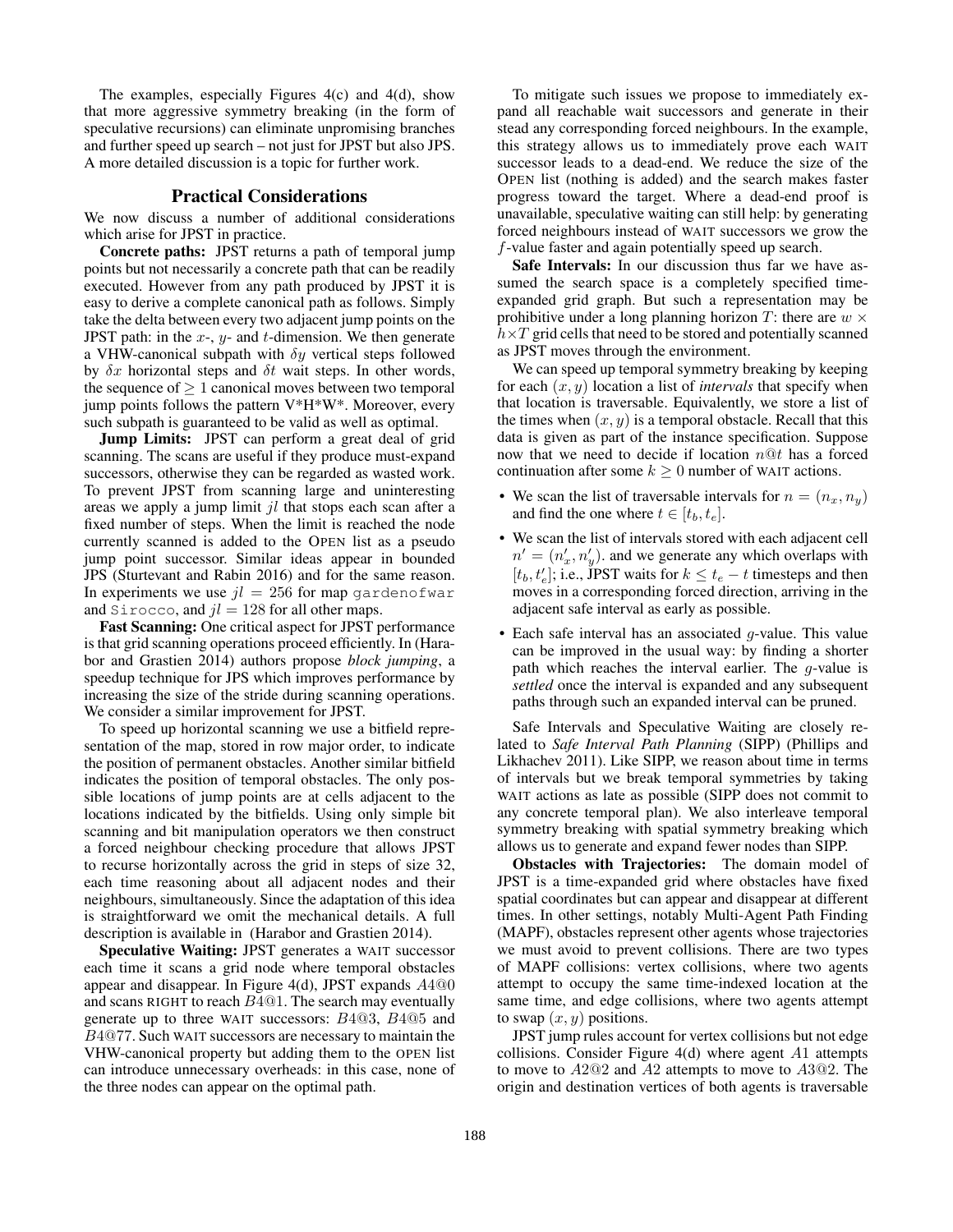The examples, especially Figures 4(c) and 4(d), show that more aggressive symmetry breaking (in the form of speculative recursions) can eliminate unpromising branches and further speed up search – not just for JPST but also JPS. A more detailed discussion is a topic for further work.

## Practical Considerations

We now discuss a number of additional considerations which arise for JPST in practice.

**Concrete paths:** JPST returns a path of temporal jump points but not necessarily a concrete path that can be readily executed. However from any path produced by JPST it is easy to derive a complete canonical path as follows. Simply take the delta between every two adjacent jump points on the JPST path: in the $x$-, $y$- and $t$-dimension. We then generate a VHW-canonical subpath with $\delta y$ vertical steps followed by $\delta x$ horizontal steps and $\delta t$ wait steps. In other words, the sequence of $\geq 1$ canonical moves between two temporal jump points follows the pattern V\*H\*W\*. Moreover, every such subpath is guaranteed to be valid as well as optimal.

**Jump Limits:** JPST can perform a great deal of grid scanning. The scans are useful if they produce must-expand successors, otherwise they can be regarded as wasted work. To prevent JPST from scanning large and uninteresting areas we apply a jump limit $jl$ that stops each scan after a fixed number of steps. When the limit is reached the node currently scanned is added to the OPEN list as a pseudo jump point successor. Similar ideas appear in bounded JPS (Sturtevant and Rabin 2016) and for the same reason. In experiments we use $jl = 256$ for map `gardenofwar` and `Sirocco`, and $jl = 128$ for all other maps.

**Fast Scanning:** One critical aspect for JPST performance is that grid scanning operations proceed efficiently. In (Harabor and Grastien 2014) authors propose *block jumping*, a speedup technique for JPS which improves performance by increasing the size of the stride during scanning operations. We consider a similar improvement for JPST.

To speed up horizontal scanning we use a bitfield representation of the map, stored in row major order, to indicate the position of permanent obstacles. Another similar bitfield indicates the position of temporal obstacles. The only possible locations of jump points are at cells adjacent to the locations indicated by the bitfields. Using only simple bit scanning and bit manipulation operators we then construct a forced neighbour checking procedure that allows JPST to recurse horizontally across the grid in steps of size 32, each time reasoning about all adjacent nodes and their neighbours, simultaneously. Since the adaptation of this idea is straightforward we omit the mechanical details. A full description is available in (Harabor and Grastien 2014).

**Speculative Waiting:** JPST generates a WAIT successor each time it scans a grid node where temporal obstacles appear and disappear. In Figure 4(d), JPST expands $A4@0$ and scans RIGHT to reach $B4@1$. The search may eventually generate up to three WAIT successors: $B4@3$, $B4@5$ and $B4@77$. Such WAIT successors are necessary to maintain the VHW-canonical property but adding them to the OPEN list can introduce unnecessary overheads: in this case, none of the three nodes can appear on the optimal path.

To mitigate such issues we propose to immediately expand all reachable wait successors and generate in their stead any corresponding forced neighbours. In the example, this strategy allows us to immediately prove each WAIT successor leads to a dead-end. We reduce the size of the OPEN list (nothing is added) and the search makes faster progress toward the target. Where a dead-end proof is unavailable, speculative waiting can still help: by generating forced neighbours instead of WAIT successors we grow the $f$-value faster and again potentially speed up search.

**Safe Intervals:** In our discussion thus far we have assumed the search space is a completely specified time-expanded grid graph. But such a representation may be prohibitive under a long planning horizon $T$: there are $w \times h \times T$ grid cells that need to be stored and potentially scanned as JPST moves through the environment.

We can speed up temporal symmetry breaking by keeping for each $(x, y)$ location a list of *intervals* that specify when that location is traversable. Equivalently, we store a list of the times when $(x, y)$ is a temporal obstacle. Recall that this data is given as part of the instance specification. Suppose now that we need to decide if location $n@t$ has a forced continuation after some $k \geq 0$ number of WAIT actions.

- We scan the list of traversable intervals for $n = (n_x, n_y)$ and find the one where $t \in [t_b, t_e]$.
- We scan the list of intervals stored with each adjacent cell $n' = (n'_x, n'_y)$. and we generate any which overlaps with $[t_b, t'_e]$; i.e., JPST waits for $k \leq t_e - t$ timesteps and then moves in a corresponding forced direction, arriving in the adjacent safe interval as early as possible.
- Each safe interval has an associated $g$-value. This value can be improved in the usual way: by finding a shorter path which reaches the interval earlier. The $g$-value is *settled* once the interval is expanded and any subsequent paths through such an expanded interval can be pruned.

Safe Intervals and Speculative Waiting are closely related to *Safe Interval Path Planning* (SIPP) (Phillips and Likhachev 2011). Like SIPP, we reason about time in terms of intervals but we break temporal symmetries by taking WAIT actions as late as possible (SIPP does not commit to any concrete temporal plan). We also interleave temporal symmetry breaking with spatial symmetry breaking which allows us to generate and expand fewer nodes than SIPP.

**Obstacles with Trajectories:** The domain model of JPST is a time-expanded grid where obstacles have fixed spatial coordinates but can appear and disappear at different times. In other settings, notably Multi-Agent Path Finding (MAPF), obstacles represent other agents whose trajectories we must avoid to prevent collisions. There are two types of MAPF collisions: vertex collisions, where two agents attempt to occupy the same time-indexed location at the same time, and edge collisions, where two agents attempt to swap $(x, y)$ positions.

JPST jump rules account for vertex collisions but not edge collisions. Consider Figure 4(d) where agent $A1$ attempts to move to $A2@2$ and $A2$ attempts to move to $A3@2$. The origin and destination vertices of both agents is traversable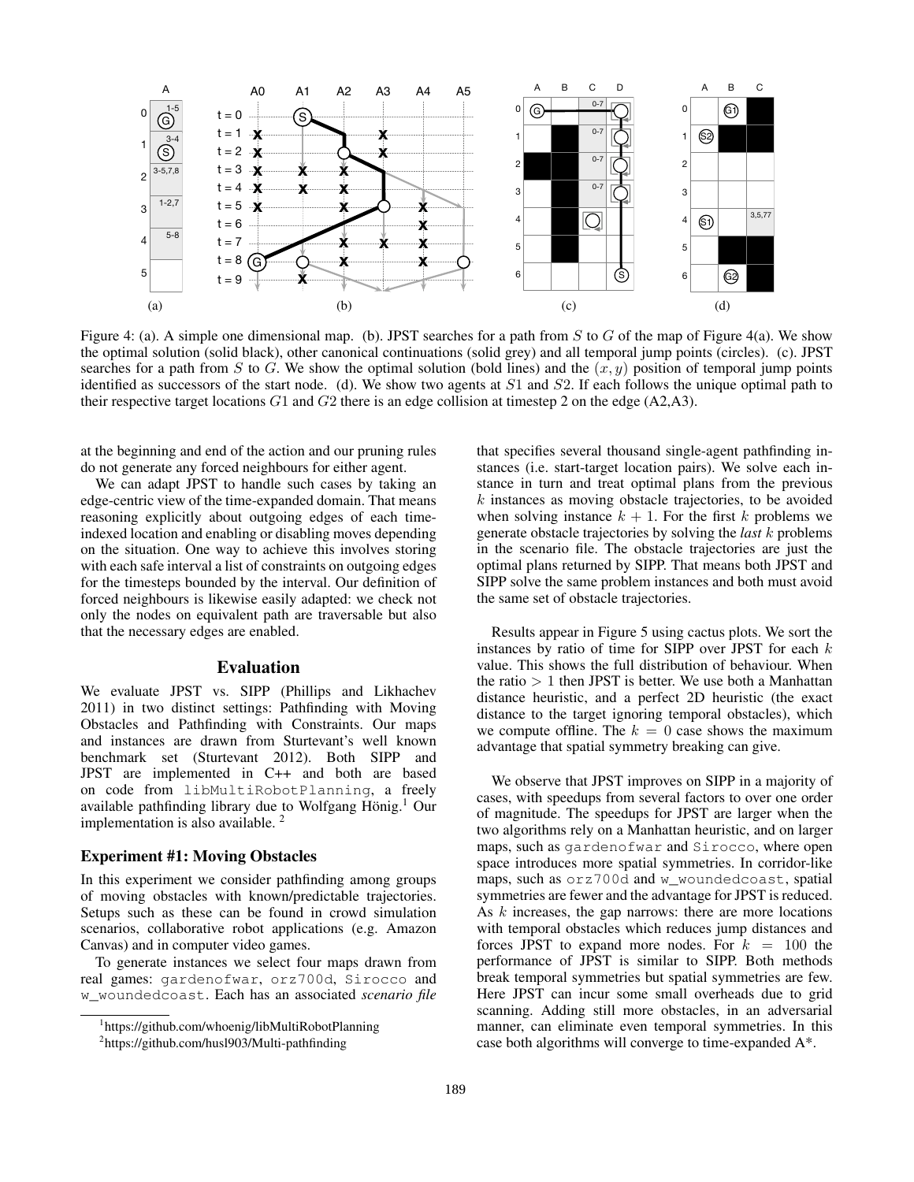Figure 4: (a). A simple one dimensional map. (b). JPST searches for a path from $S$ to $G$ of the map of Figure 4(a). We show the optimal solution (solid black), other canonical continuations (solid grey) and all temporal jump points (circles). (c). JPST searches for a path from $S$ to $G$. We show the optimal solution (bold lines) and the $(x, y)$ position of temporal jump points identified as successors of the start node. (d). We show two agents at $S1$ and $S2$. If each follows the unique optimal path to their respective target locations $G1$ and $G2$ there is an edge collision at timestep 2 on the edge (A2,A3).

at the beginning and end of the action and our pruning rules do not generate any forced neighbours for either agent.

We can adapt JPST to handle such cases by taking an edge-centric view of the time-expanded domain. That means reasoning explicitly about outgoing edges of each time-indexed location and enabling or disabling moves depending on the situation. One way to achieve this involves storing with each safe interval a list of constraints on outgoing edges for the timesteps bounded by the interval. Our definition of forced neighbours is likewise easily adapted: we check not only the nodes on equivalent path are traversable but also that the necessary edges are enabled.

## Evaluation

We evaluate JPST vs. SIPP (Phillips and Likhachev 2011) in two distinct settings: Pathfinding with Moving Obstacles and Pathfinding with Constraints. Our maps and instances are drawn from Sturtevant's well known benchmark set (Sturtevant 2012). Both SIPP and JPST are implemented in C++ and both are based on code from `libMultiRobotPlanning`, a freely available pathfinding library due to Wolfgang Hönig.[1] Our implementation is also available. [2]

### Experiment #1: Moving Obstacles

In this experiment we consider pathfinding among groups of moving obstacles with known/predictable trajectories. Setups such as these can be found in crowd simulation scenarios, collaborative robot applications (e.g. Amazon Canvas) and in computer video games.

To generate instances we select four maps drawn from real games: `gardenofwar`, `orz700d`, `Sirocco` and `w_woundedcoast`. Each has an associated *scenario file* that specifies several thousand single-agent pathfinding instances (i.e. start-target location pairs). We solve each instance in turn and treat optimal plans from the previous $k$ instances as moving obstacle trajectories, to be avoided when solving instance $k + 1$. For the first $k$ problems we generate obstacle trajectories by solving the *last* $k$ problems in the scenario file. The obstacle trajectories are just the optimal plans returned by SIPP. That means both JPST and SIPP solve the same problem instances and both must avoid the same set of obstacle trajectories.

Results appear in Figure 5 using cactus plots. We sort the instances by ratio of time for SIPP over JPST for each $k$ value. This shows the full distribution of behaviour. When the ratio $> 1$ then JPST is better. We use both a Manhattan distance heuristic, and a perfect 2D heuristic (the exact distance to the target ignoring temporal obstacles), which we compute offline. The $k = 0$ case shows the maximum advantage that spatial symmetry breaking can give.

We observe that JPST improves on SIPP in a majority of cases, with speedups from several factors to over one order of magnitude. The speedups for JPST are larger when the two algorithms rely on a Manhattan heuristic, and on larger maps, such as `gardenofwar` and `Sirocco`, where open space introduces more spatial symmetries. In corridor-like maps, such as `orz700d` and `w_woundedcoast`, spatial symmetries are fewer and the advantage for JPST is reduced. As $k$ increases, the gap narrows: there are more locations with temporal obstacles which reduces jump distances and forces JPST to expand more nodes. For $k = 100$ the performance of JPST is similar to SIPP. Both methods break temporal symmetries but spatial symmetries are few. Here JPST can incur some small overheads due to grid scanning. Adding still more obstacles, in an adversarial manner, can eliminate even temporal symmetries. In this case both algorithms will converge to time-expanded A*.

[1] https://github.com/whoenig/libMultiRobotPlanning

[2] https://github.com/husl903/Multi-pathfinding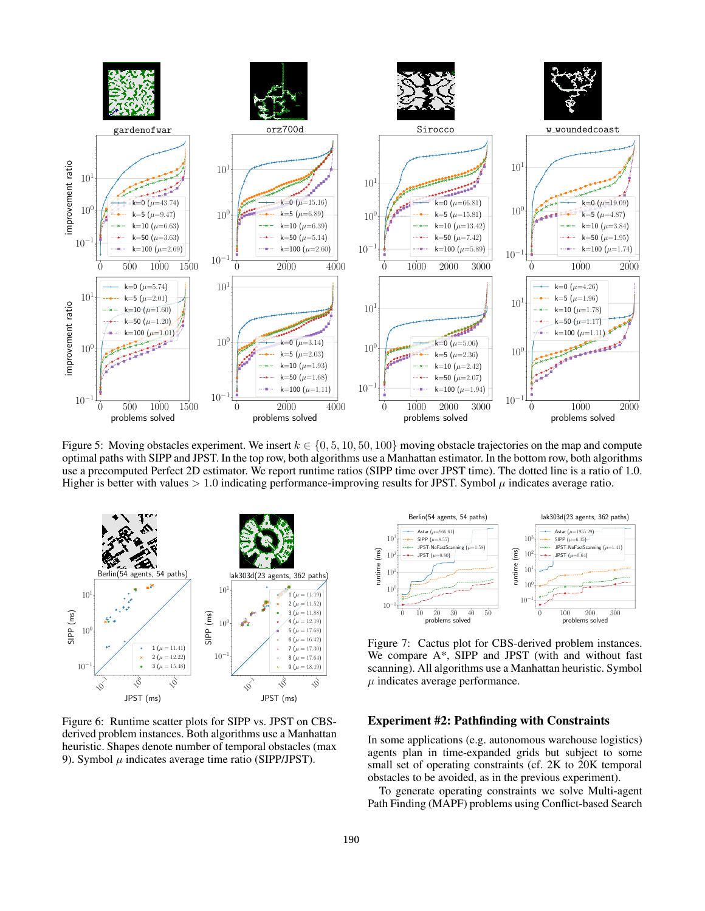Figure 5: Moving obstacles experiment. We insert $k \in \{0, 5, 10, 50, 100\}$ moving obstacle trajectories on the map and compute optimal paths with SIPP and JPST. In the top row, both algorithms use a Manhattan estimator. In the bottom row, both algorithms use a precomputed Perfect 2D estimator. We report runtime ratios (SIPP time over JPST time). The dotted line is a ratio of 1.0. Higher is better with values $> 1.0$ indicating performance-improving results for JPST. Symbol $\mu$ indicates average ratio.

Figure 6: Runtime scatter plots for SIPP vs. JPST on CBS-derived problem instances. Both algorithms use a Manhattan heuristic. Shapes denote number of temporal obstacles (max 9). Symbol $\mu$ indicates average time ratio (SIPP/JPST).

Figure 7: Cactus plot for CBS-derived problem instances. We compare A*, SIPP and JPST (with and without fast scanning). All algorithms use a Manhattan heuristic. Symbol $\mu$ indicates average performance.

## Experiment #2: Pathfinding with Constraints

In some applications (e.g. autonomous warehouse logistics) agents plan in time-expanded grids but subject to some small set of operating constraints (cf. 2K to 20K temporal obstacles to be avoided, as in the previous experiment).

To generate operating constraints we solve Multi-agent Path Finding (MAPF) problems using Conflict-based Search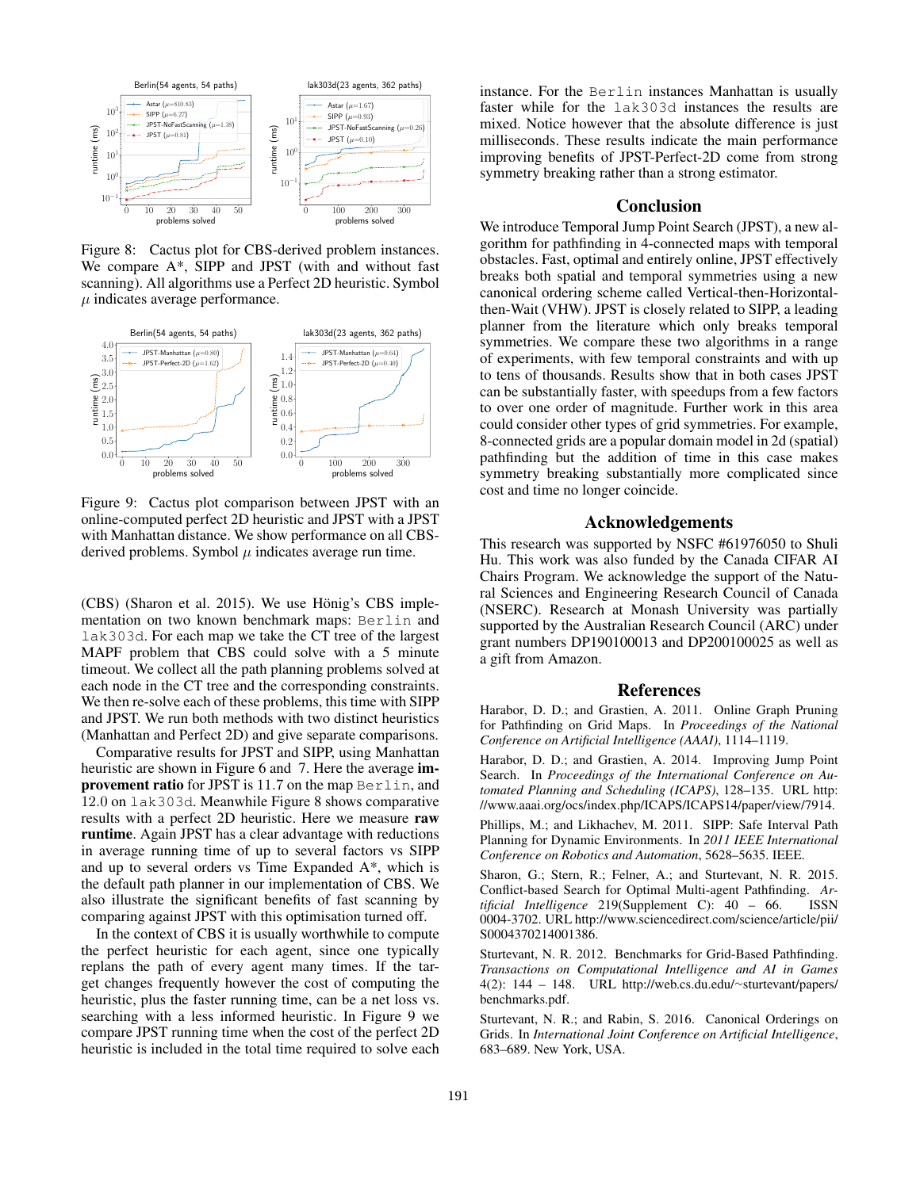Berlin(54 agents, 54 paths)

Astar ($\mu$=810.83)
SIPP ($\mu$=6.27)
JPST-NoFastScanning ($\mu$=1.38)
JPST ($\mu$=0.81)

runtime (ms)

$10^{3}$
$10^{2}$
$10^{1}$
$10^{0}$
$10^{-1}$

0 10 20 30 40 50
problems solved

lak303d(23 agents, 362 paths)

Astar ($\mu$=1.67)
SIPP ($\mu$=0.93)
JPST-NoFastScanning ($\mu$=0.26)
JPST ($\mu$=0.10)

runtime (ms)

$10^{1}$
$10^{0}$
$10^{-1}$

0 100 200 300
problems solved

Figure 8: Cactus plot for CBS-derived problem instances. We compare A*, SIPP and JPST (with and without fast scanning). All algorithms use a Perfect 2D heuristic. Symbol $\mu$ indicates average performance.

Berlin(54 agents, 54 paths)

JPST-Manhattan ($\mu$=0.80)
JPST-Perfect-2D ($\mu$=1.62)

runtime (ms)

4.0
3.5
3.0
2.5
2.0
1.5
1.0
0.5
0.0

0 10 20 30 40 50
problems solved

lak303d(23 agents, 362 paths)

JPST-Manhattan ($\mu$=0.64)
JPST-Perfect-2D ($\mu$=0.40)

runtime (ms)

1.4
1.2
1.0
0.8
0.6
0.4
0.2
0.0

0 100 200 300
problems solved

Figure 9: Cactus plot comparison between JPST with an online-computed perfect 2D heuristic and JPST with a JPST with Manhattan distance. We show performance on all CBS-derived problems. Symbol $\mu$ indicates average run time.

(CBS) (Sharon et al. 2015). We use Hönig's CBS implementation on two known benchmark maps: `Berlin` and `lak303d`. For each map we take the CT tree of the largest MAPF problem that CBS could solve with a 5 minute timeout. We collect all the path planning problems solved at each node in the CT tree and the corresponding constraints. We then re-solve each of these problems, this time with SIPP and JPST. We run both methods with two distinct heuristics (Manhattan and Perfect 2D) and give separate comparisons.

Comparative results for JPST and SIPP, using Manhattan heuristic are shown in Figure 6 and 7. Here the average **improvement ratio** for JPST is 11.7 on the map `Berlin`, and 12.0 on `lak303d`. Meanwhile Figure 8 shows comparative results with a perfect 2D heuristic. Here we measure **raw runtime**. Again JPST has a clear advantage with reductions in average running time of up to several factors vs SIPP and up to several orders vs Time Expanded A*, which is the default path planner in our implementation of CBS. We also illustrate the significant benefits of fast scanning by comparing against JPST with this optimisation turned off.

In the context of CBS it is usually worthwhile to compute the perfect heuristic for each agent, since one typically replans the path of every agent many times. If the target changes frequently however the cost of computing the heuristic, plus the faster running time, can be a net loss vs. searching with a less informed heuristic. In Figure 9 we compare JPST running time when the cost of the perfect 2D heuristic is included in the total time required to solve each instance. For the `Berlin` instances Manhattan is usually faster while for the `lak303d` instances the results are mixed. Notice however that the absolute difference is just milliseconds. These results indicate the main performance improving benefits of JPST-Perfect-2D come from strong symmetry breaking rather than a strong estimator.

## Conclusion

We introduce Temporal Jump Point Search (JPST), a new algorithm for pathfinding in 4-connected maps with temporal obstacles. Fast, optimal and entirely online, JPST effectively breaks both spatial and temporal symmetries using a new canonical ordering scheme called Vertical-then-Horizontal-then-Wait (VHW). JPST is closely related to SIPP, a leading planner from the literature which only breaks temporal symmetries. We compare these two algorithms in a range of experiments, with few temporal constraints and with up to tens of thousands. Results show that in both cases JPST can be substantially faster, with speedups from a few factors to over one order of magnitude. Further work in this area could consider other types of grid symmetries. For example, 8-connected grids are a popular domain model in 2d (spatial) pathfinding but the addition of time in this case makes symmetry breaking substantially more complicated since cost and time no longer coincide.

## Acknowledgements

This research was supported by NSFC #61976050 to Shuli Hu. This work was also funded by the Canada CIFAR AI Chairs Program. We acknowledge the support of the Natural Sciences and Engineering Research Council of Canada (NSERC). Research at Monash University was partially supported by the Australian Research Council (ARC) under grant numbers DP190100013 and DP200100025 as well as a gift from Amazon.

## References

Harabor, D. D.; and Grastien, A. 2011. Online Graph Pruning for Pathfinding on Grid Maps. In *Proceedings of the National Conference on Artificial Intelligence (AAAI)*, 1114–1119.

Harabor, D. D.; and Grastien, A. 2014. Improving Jump Point Search. In *Proceedings of the International Conference on Automated Planning and Scheduling (ICAPS)*, 128–135. URL http://www.aaai.org/ocs/index.php/ICAPS/ICAPS14/paper/view/7914.

Phillips, M.; and Likhachev, M. 2011. SIPP: Safe Interval Path Planning for Dynamic Environments. In *2011 IEEE International Conference on Robotics and Automation*, 5628–5635. IEEE.

Sharon, G.; Stern, R.; Felner, A.; and Sturtevant, N. R. 2015. Conflict-based Search for Optimal Multi-agent Pathfinding. *Artificial Intelligence* 219(Supplement C): 40 – 66. ISSN 0004-3702. URL http://www.sciencedirect.com/science/article/pii/S0004370214001386.

Sturtevant, N. R. 2012. Benchmarks for Grid-Based Pathfinding. *Transactions on Computational Intelligence and AI in Games* 4(2): 144 – 148. URL http://web.cs.du.edu/~sturtevant/papers/benchmarks.pdf.

Sturtevant, N. R.; and Rabin, S. 2016. Canonical Orderings on Grids. In *International Joint Conference on Artificial Intelligence*, 683–689. New York, USA.